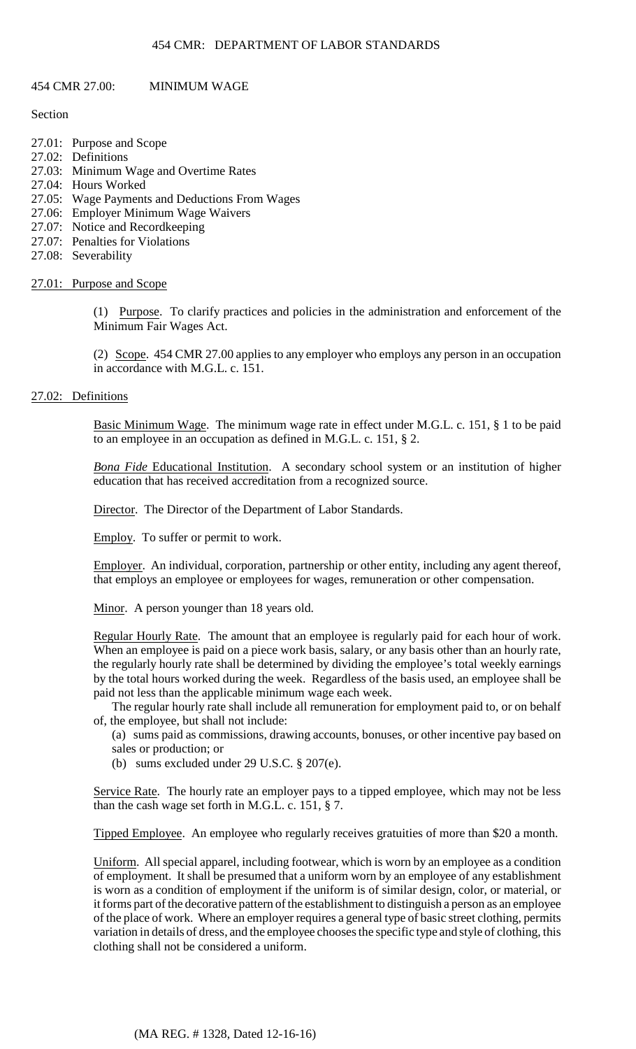## 454 CMR 27.00: MINIMUM WAGE

Section

- 27.01: Purpose and Scope
- 27.02: Definitions
- 27.03: Minimum Wage and Overtime Rates
- 27.04: Hours Worked
- 27.05: Wage Payments and Deductions From Wages
- 27.06: Employer Minimum Wage Waivers
- 27.07: Notice and Recordkeeping
- 27.07: Penalties for Violations
- 27.08: Severability

### 27.01: Purpose and Scope

(1) Purpose. To clarify practices and policies in the administration and enforcement of the Minimum Fair Wages Act.

(2) Scope. 454 CMR 27.00 applies to any employer who employs any person in an occupation in accordance with M.G.L. c. 151.

### 27.02: Definitions

Basic Minimum Wage. The minimum wage rate in effect under M.G.L. c. 151, § 1 to be paid to an employee in an occupation as defined in M.G.L. c. 151, § 2.

*Bona Fide* Educational Institution. A secondary school system or an institution of higher education that has received accreditation from a recognized source.

Director. The Director of the Department of Labor Standards.

Employ. To suffer or permit to work.

Employer. An individual, corporation, partnership or other entity, including any agent thereof, that employs an employee or employees for wages, remuneration or other compensation.

Minor. A person younger than 18 years old.

Regular Hourly Rate. The amount that an employee is regularly paid for each hour of work. When an employee is paid on a piece work basis, salary, or any basis other than an hourly rate, the regularly hourly rate shall be determined by dividing the employee's total weekly earnings by the total hours worked during the week. Regardless of the basis used, an employee shall be paid not less than the applicable minimum wage each week.

The regular hourly rate shall include all remuneration for employment paid to, or on behalf of, the employee, but shall not include:

(a) sums paid as commissions, drawing accounts, bonuses, or other incentive pay based on sales or production; or

(b) sums excluded under 29 U.S.C. § 207(e).

Service Rate. The hourly rate an employer pays to a tipped employee, which may not be less than the cash wage set forth in M.G.L. c. 151, § 7.

Tipped Employee. An employee who regularly receives gratuities of more than $20 a month.

Uniform. All special apparel, including footwear, which is worn by an employee as a condition of employment. It shall be presumed that a uniform worn by an employee of any establishment is worn as a condition of employment if the uniform is of similar design, color, or material, or it forms part of the decorative pattern of the establishment to distinguish a person as an employee of the place of work. Where an employer requires a general type of basic street clothing, permits variation in details of dress, and the employee chooses the specific type and style of clothing, this clothing shall not be considered a uniform.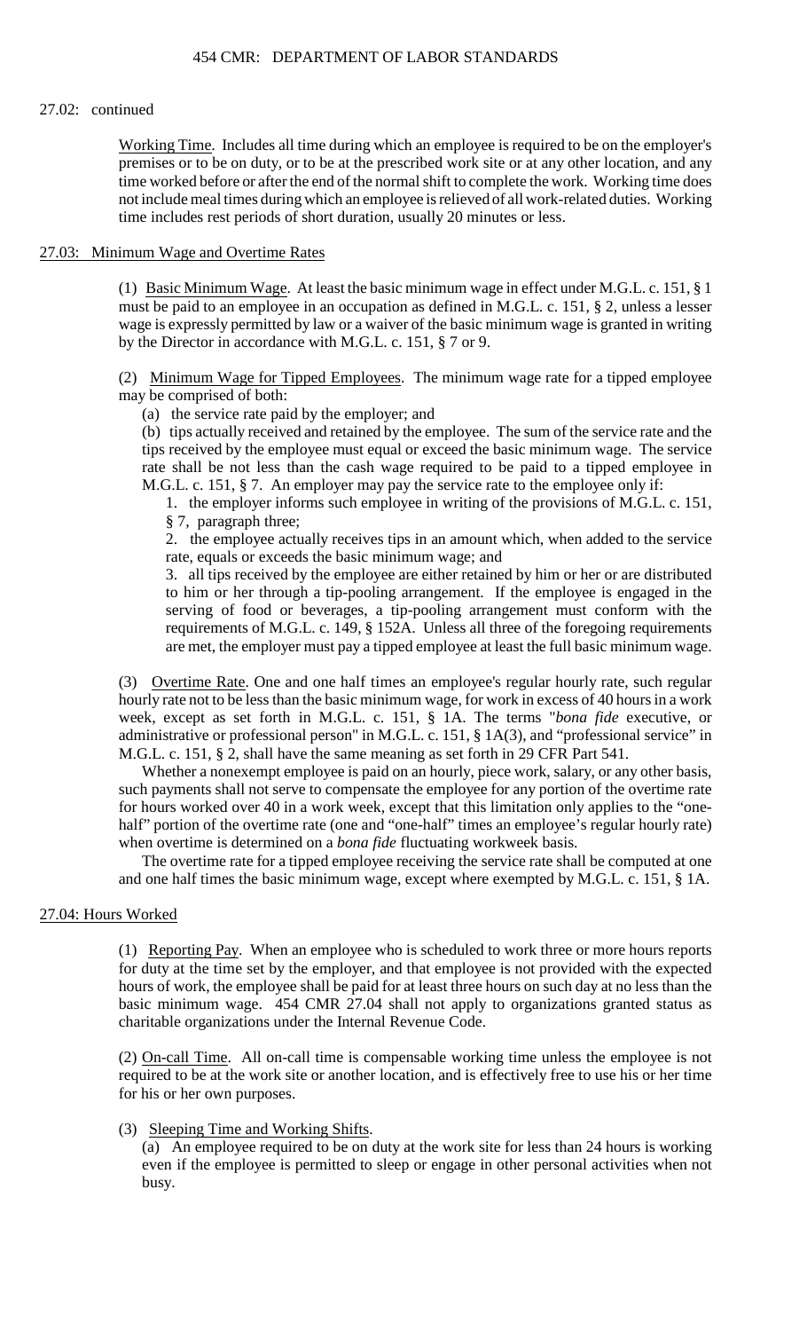27.02: continued

<u>Working Time</u>. Includes all time during which an employee is required to be on the employer's premises or to be on duty, or to be at the prescribed work site or at any other location, and any time worked before or after the end of the normal shift to complete the work. Working time does not include meal times during which an employee is relieved of all work-related duties. Working time includes rest periods of short duration, usually 20 minutes or less.

## 27.03: Minimum Wage and Overtime Rates

(1) <u>Basic Minimum Wage</u>. At least the basic minimum wage in effect under M.G.L. c. 151, § 1 must be paid to an employee in an occupation as defined in M.G.L. c. 151, § 2, unless a lesser wage is expressly permitted by law or a waiver of the basic minimum wage is granted in writing by the Director in accordance with M.G.L. c. 151, § 7 or 9.

(2) <u>Minimum Wage for Tipped Employees</u>. The minimum wage rate for a tipped employee may be comprised of both:

(a) the service rate paid by the employer; and

(b) tips actually received and retained by the employee. The sum of the service rate and the tips received by the employee must equal or exceed the basic minimum wage. The service rate shall be not less than the cash wage required to be paid to a tipped employee in M.G.L. c. 151, § 7. An employer may pay the service rate to the employee only if:

1. the employer informs such employee in writing of the provisions of M.G.L. c. 151, § 7, paragraph three;

2. the employee actually receives tips in an amount which, when added to the service rate, equals or exceeds the basic minimum wage; and

3. all tips received by the employee are either retained by him or her or are distributed to him or her through a tip-pooling arrangement. If the employee is engaged in the serving of food or beverages, a tip-pooling arrangement must conform with the requirements of M.G.L. c. 149, § 152A. Unless all three of the foregoing requirements are met, the employer must pay a tipped employee at least the full basic minimum wage.

(3) <u>Overtime Rate</u>. One and one half times an employee's regular hourly rate, such regular hourly rate not to be less than the basic minimum wage, for work in excess of 40 hours in a work week, except as set forth in M.G.L. c. 151, § 1A. The terms "*bona fide* executive, or administrative or professional person" in M.G.L. c. 151, § 1A(3), and "professional service" in M.G.L. c. 151, § 2, shall have the same meaning as set forth in 29 CFR Part 541.

Whether a nonexempt employee is paid on an hourly, piece work, salary, or any other basis, such payments shall not serve to compensate the employee for any portion of the overtime rate for hours worked over 40 in a work week, except that this limitation only applies to the "one-half" portion of the overtime rate (one and "one-half" times an employee's regular hourly rate) when overtime is determined on a *bona fide* fluctuating workweek basis.

The overtime rate for a tipped employee receiving the service rate shall be computed at one and one half times the basic minimum wage, except where exempted by M.G.L. c. 151, § 1A.

## 27.04: Hours Worked

(1) <u>Reporting Pay</u>. When an employee who is scheduled to work three or more hours reports for duty at the time set by the employer, and that employee is not provided with the expected hours of work, the employee shall be paid for at least three hours on such day at no less than the basic minimum wage. 454 CMR 27.04 shall not apply to organizations granted status as charitable organizations under the Internal Revenue Code.

(2) <u>On-call Time</u>. All on-call time is compensable working time unless the employee is not required to be at the work site or another location, and is effectively free to use his or her time for his or her own purposes.

(3) <u>Sleeping Time and Working Shifts</u>.

(a) An employee required to be on duty at the work site for less than 24 hours is working even if the employee is permitted to sleep or engage in other personal activities when not busy.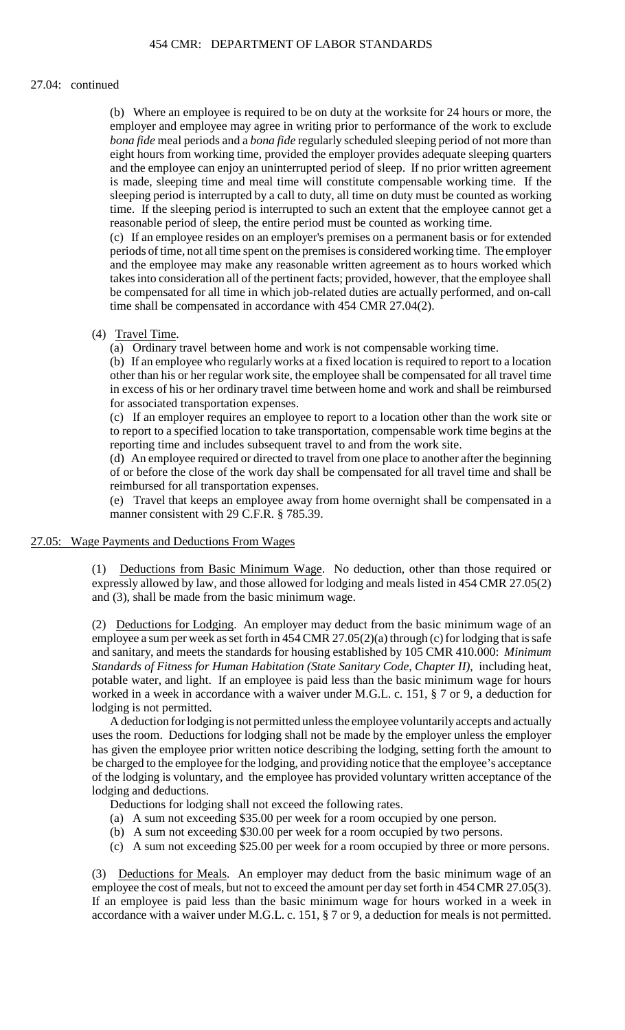27.04: continued

(b) Where an employee is required to be on duty at the worksite for 24 hours or more, the employer and employee may agree in writing prior to performance of the work to exclude *bona fide* meal periods and a *bona fide* regularly scheduled sleeping period of not more than eight hours from working time, provided the employer provides adequate sleeping quarters and the employee can enjoy an uninterrupted period of sleep. If no prior written agreement is made, sleeping time and meal time will constitute compensable working time. If the sleeping period is interrupted by a call to duty, all time on duty must be counted as working time. If the sleeping period is interrupted to such an extent that the employee cannot get a reasonable period of sleep, the entire period must be counted as working time.

(c) If an employee resides on an employer's premises on a permanent basis or for extended periods of time, not all time spent on the premises is considered working time. The employer and the employee may make any reasonable written agreement as to hours worked which takes into consideration all of the pertinent facts; provided, however, that the employee shall be compensated for all time in which job-related duties are actually performed, and on-call time shall be compensated in accordance with 454 CMR 27.04(2).

(4) Travel Time.

(a) Ordinary travel between home and work is not compensable working time.

(b) If an employee who regularly works at a fixed location is required to report to a location other than his or her regular work site, the employee shall be compensated for all travel time in excess of his or her ordinary travel time between home and work and shall be reimbursed for associated transportation expenses.

(c) If an employer requires an employee to report to a location other than the work site or to report to a specified location to take transportation, compensable work time begins at the reporting time and includes subsequent travel to and from the work site.

(d) An employee required or directed to travel from one place to another after the beginning of or before the close of the work day shall be compensated for all travel time and shall be reimbursed for all transportation expenses.

(e) Travel that keeps an employee away from home overnight shall be compensated in a manner consistent with 29 C.F.R. § 785.39.

## 27.05: Wage Payments and Deductions From Wages

(1) Deductions from Basic Minimum Wage. No deduction, other than those required or expressly allowed by law, and those allowed for lodging and meals listed in 454 CMR 27.05(2) and (3), shall be made from the basic minimum wage.

(2) Deductions for Lodging. An employer may deduct from the basic minimum wage of an employee a sum per week as set forth in 454 CMR 27.05(2)(a) through (c) for lodging that is safe and sanitary, and meets the standards for housing established by 105 CMR 410.000: *Minimum Standards of Fitness for Human Habitation (State Sanitary Code, Chapter II),* including heat, potable water, and light. If an employee is paid less than the basic minimum wage for hours worked in a week in accordance with a waiver under M.G.L. c. 151, § 7 or 9, a deduction for lodging is not permitted.

A deduction for lodging is not permitted unless the employee voluntarily accepts and actually uses the room. Deductions for lodging shall not be made by the employer unless the employer has given the employee prior written notice describing the lodging, setting forth the amount to be charged to the employee for the lodging, and providing notice that the employee's acceptance of the lodging is voluntary, and the employee has provided voluntary written acceptance of the lodging and deductions.

Deductions for lodging shall not exceed the following rates.

(a) A sum not exceeding $35.00 per week for a room occupied by one person.

(b) A sum not exceeding $30.00 per week for a room occupied by two persons.

(c) A sum not exceeding $25.00 per week for a room occupied by three or more persons.

(3) Deductions for Meals. An employer may deduct from the basic minimum wage of an employee the cost of meals, but not to exceed the amount per day set forth in 454 CMR 27.05(3). If an employee is paid less than the basic minimum wage for hours worked in a week in accordance with a waiver under M.G.L. c. 151, § 7 or 9, a deduction for meals is not permitted.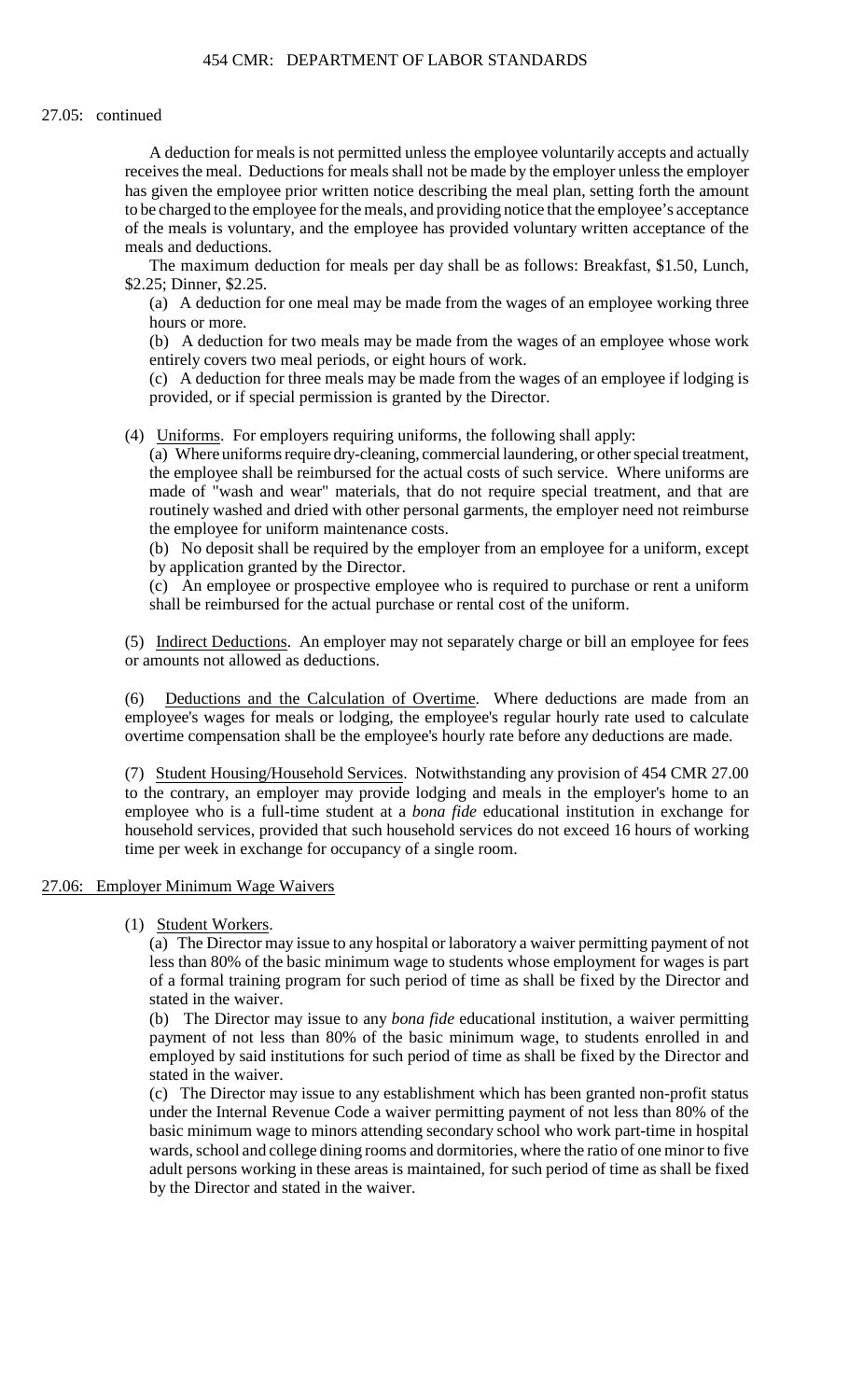27.05: continued

A deduction for meals is not permitted unless the employee voluntarily accepts and actually receives the meal. Deductions for meals shall not be made by the employer unless the employer has given the employee prior written notice describing the meal plan, setting forth the amount to be charged to the employee for the meals, and providing notice that the employee's acceptance of the meals is voluntary, and the employee has provided voluntary written acceptance of the meals and deductions.

The maximum deduction for meals per day shall be as follows: Breakfast, $1.50, Lunch, $2.25; Dinner, $2.25.

(a) A deduction for one meal may be made from the wages of an employee working three hours or more.

(b) A deduction for two meals may be made from the wages of an employee whose work entirely covers two meal periods, or eight hours of work.

(c) A deduction for three meals may be made from the wages of an employee if lodging is provided, or if special permission is granted by the Director.

(4) Uniforms. For employers requiring uniforms, the following shall apply:

(a) Where uniforms require dry-cleaning, commercial laundering, or other special treatment, the employee shall be reimbursed for the actual costs of such service. Where uniforms are made of "wash and wear" materials, that do not require special treatment, and that are routinely washed and dried with other personal garments, the employer need not reimburse the employee for uniform maintenance costs.

(b) No deposit shall be required by the employer from an employee for a uniform, except by application granted by the Director.

(c) An employee or prospective employee who is required to purchase or rent a uniform shall be reimbursed for the actual purchase or rental cost of the uniform.

(5) Indirect Deductions. An employer may not separately charge or bill an employee for fees or amounts not allowed as deductions.

(6) Deductions and the Calculation of Overtime. Where deductions are made from an employee's wages for meals or lodging, the employee's regular hourly rate used to calculate overtime compensation shall be the employee's hourly rate before any deductions are made.

(7) Student Housing/Household Services. Notwithstanding any provision of 454 CMR 27.00 to the contrary, an employer may provide lodging and meals in the employer's home to an employee who is a full-time student at a *bona fide* educational institution in exchange for household services, provided that such household services do not exceed 16 hours of working time per week in exchange for occupancy of a single room.

## 27.06: Employer Minimum Wage Waivers

(1) Student Workers.

(a) The Director may issue to any hospital or laboratory a waiver permitting payment of not less than 80% of the basic minimum wage to students whose employment for wages is part of a formal training program for such period of time as shall be fixed by the Director and stated in the waiver.

(b) The Director may issue to any *bona fide* educational institution, a waiver permitting payment of not less than 80% of the basic minimum wage, to students enrolled in and employed by said institutions for such period of time as shall be fixed by the Director and stated in the waiver.

(c) The Director may issue to any establishment which has been granted non-profit status under the Internal Revenue Code a waiver permitting payment of not less than 80% of the basic minimum wage to minors attending secondary school who work part-time in hospital wards, school and college dining rooms and dormitories, where the ratio of one minor to five adult persons working in these areas is maintained, for such period of time as shall be fixed by the Director and stated in the waiver.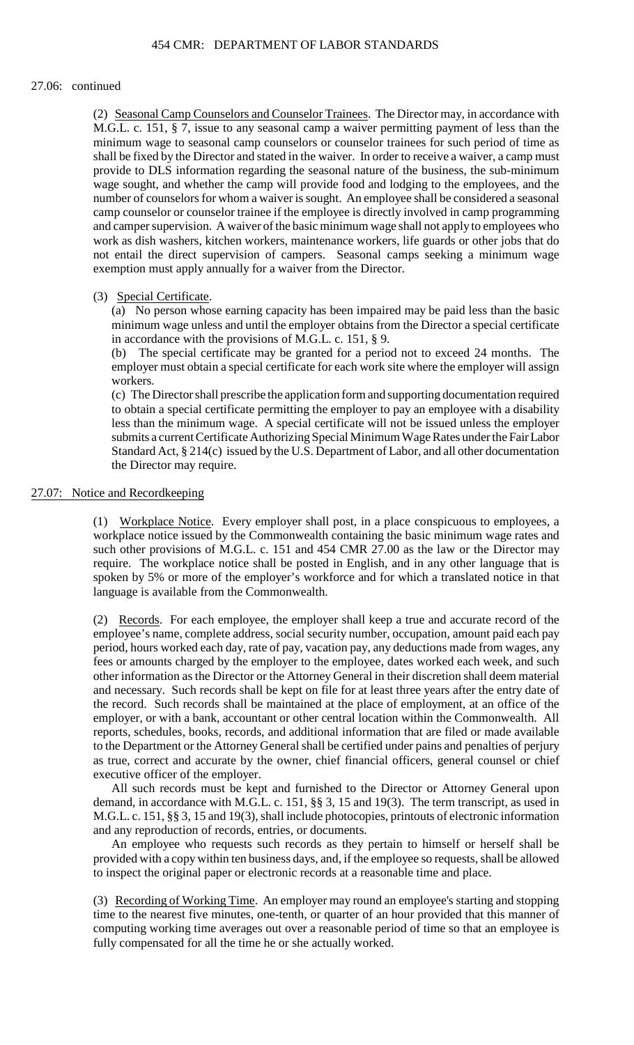27.06: continued

(2) Seasonal Camp Counselors and Counselor Trainees. The Director may, in accordance with M.G.L. c. 151, § 7, issue to any seasonal camp a waiver permitting payment of less than the minimum wage to seasonal camp counselors or counselor trainees for such period of time as shall be fixed by the Director and stated in the waiver. In order to receive a waiver, a camp must provide to DLS information regarding the seasonal nature of the business, the sub-minimum wage sought, and whether the camp will provide food and lodging to the employees, and the number of counselors for whom a waiver is sought. An employee shall be considered a seasonal camp counselor or counselor trainee if the employee is directly involved in camp programming and camper supervision. A waiver of the basic minimum wage shall not apply to employees who work as dish washers, kitchen workers, maintenance workers, life guards or other jobs that do not entail the direct supervision of campers. Seasonal camps seeking a minimum wage exemption must apply annually for a waiver from the Director.

(3) Special Certificate.

(a) No person whose earning capacity has been impaired may be paid less than the basic minimum wage unless and until the employer obtains from the Director a special certificate in accordance with the provisions of M.G.L. c. 151, § 9.

(b) The special certificate may be granted for a period not to exceed 24 months. The employer must obtain a special certificate for each work site where the employer will assign workers.

(c) The Director shall prescribe the application form and supporting documentation required to obtain a special certificate permitting the employer to pay an employee with a disability less than the minimum wage. A special certificate will not be issued unless the employer submits a current Certificate Authorizing Special Minimum Wage Rates under the Fair Labor Standard Act, § 214(c) issued by the U.S. Department of Labor, and all other documentation the Director may require.

## 27.07: Notice and Recordkeeping

(1) Workplace Notice. Every employer shall post, in a place conspicuous to employees, a workplace notice issued by the Commonwealth containing the basic minimum wage rates and such other provisions of M.G.L. c. 151 and 454 CMR 27.00 as the law or the Director may require. The workplace notice shall be posted in English, and in any other language that is spoken by 5% or more of the employer's workforce and for which a translated notice in that language is available from the Commonwealth.

(2) Records. For each employee, the employer shall keep a true and accurate record of the employee's name, complete address, social security number, occupation, amount paid each pay period, hours worked each day, rate of pay, vacation pay, any deductions made from wages, any fees or amounts charged by the employer to the employee, dates worked each week, and such other information as the Director or the Attorney General in their discretion shall deem material and necessary. Such records shall be kept on file for at least three years after the entry date of the record. Such records shall be maintained at the place of employment, at an office of the employer, or with a bank, accountant or other central location within the Commonwealth. All reports, schedules, books, records, and additional information that are filed or made available to the Department or the Attorney General shall be certified under pains and penalties of perjury as true, correct and accurate by the owner, chief financial officers, general counsel or chief executive officer of the employer.

All such records must be kept and furnished to the Director or Attorney General upon demand, in accordance with M.G.L. c. 151, §§ 3, 15 and 19(3). The term transcript, as used in M.G.L. c. 151, §§ 3, 15 and 19(3), shall include photocopies, printouts of electronic information and any reproduction of records, entries, or documents.

An employee who requests such records as they pertain to himself or herself shall be provided with a copy within ten business days, and, if the employee so requests, shall be allowed to inspect the original paper or electronic records at a reasonable time and place.

(3) Recording of Working Time. An employer may round an employee's starting and stopping time to the nearest five minutes, one-tenth, or quarter of an hour provided that this manner of computing working time averages out over a reasonable period of time so that an employee is fully compensated for all the time he or she actually worked.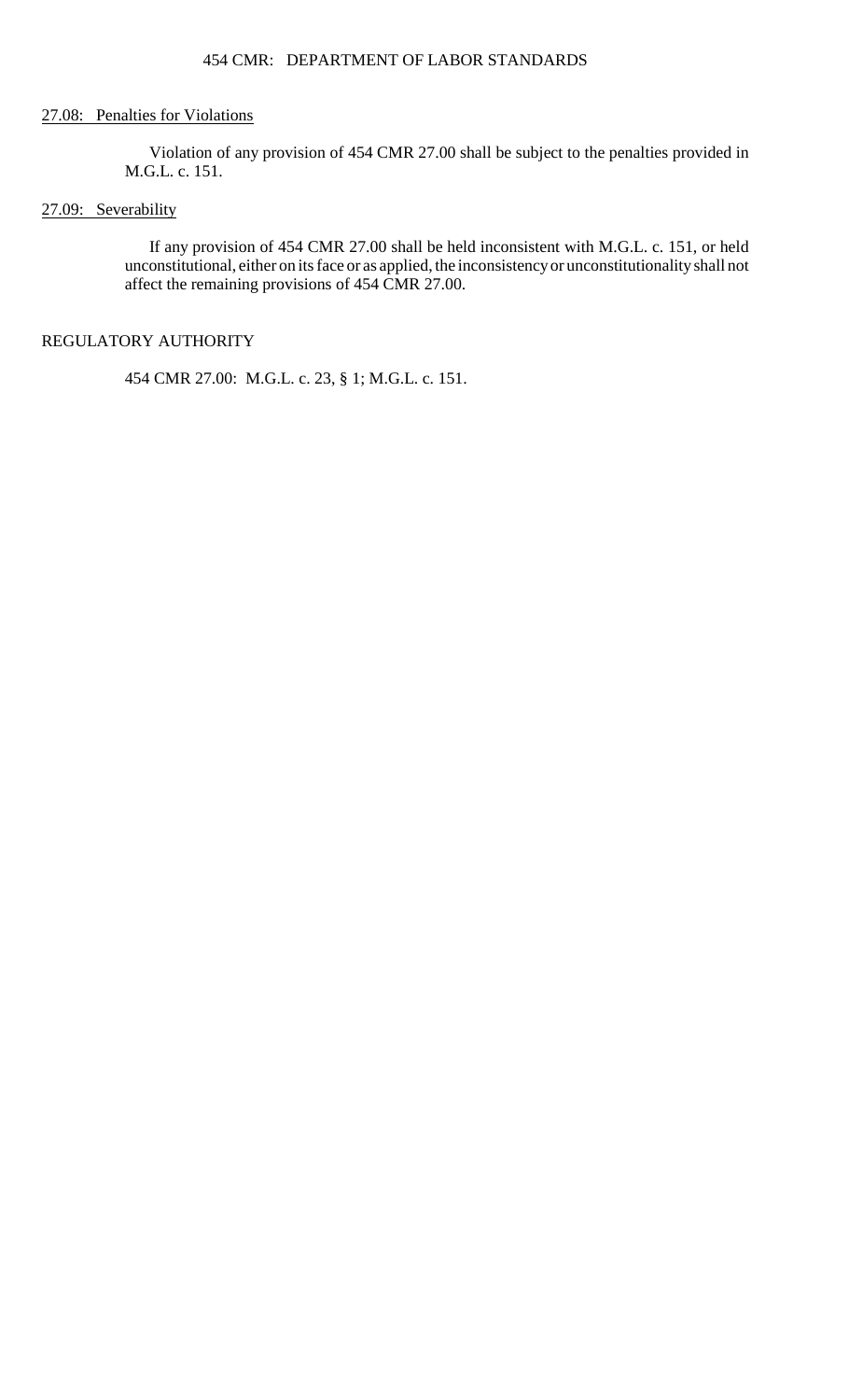## 27.08: Penalties for Violations

Violation of any provision of 454 CMR 27.00 shall be subject to the penalties provided in M.G.L. c. 151.

## 27.09: Severability

If any provision of 454 CMR 27.00 shall be held inconsistent with M.G.L. c. 151, or held unconstitutional, either on its face or as applied, the inconsistency or unconstitutionality shall not affect the remaining provisions of 454 CMR 27.00.

## REGULATORY AUTHORITY

454 CMR 27.00: M.G.L. c. 23, § 1; M.G.L. c. 151.